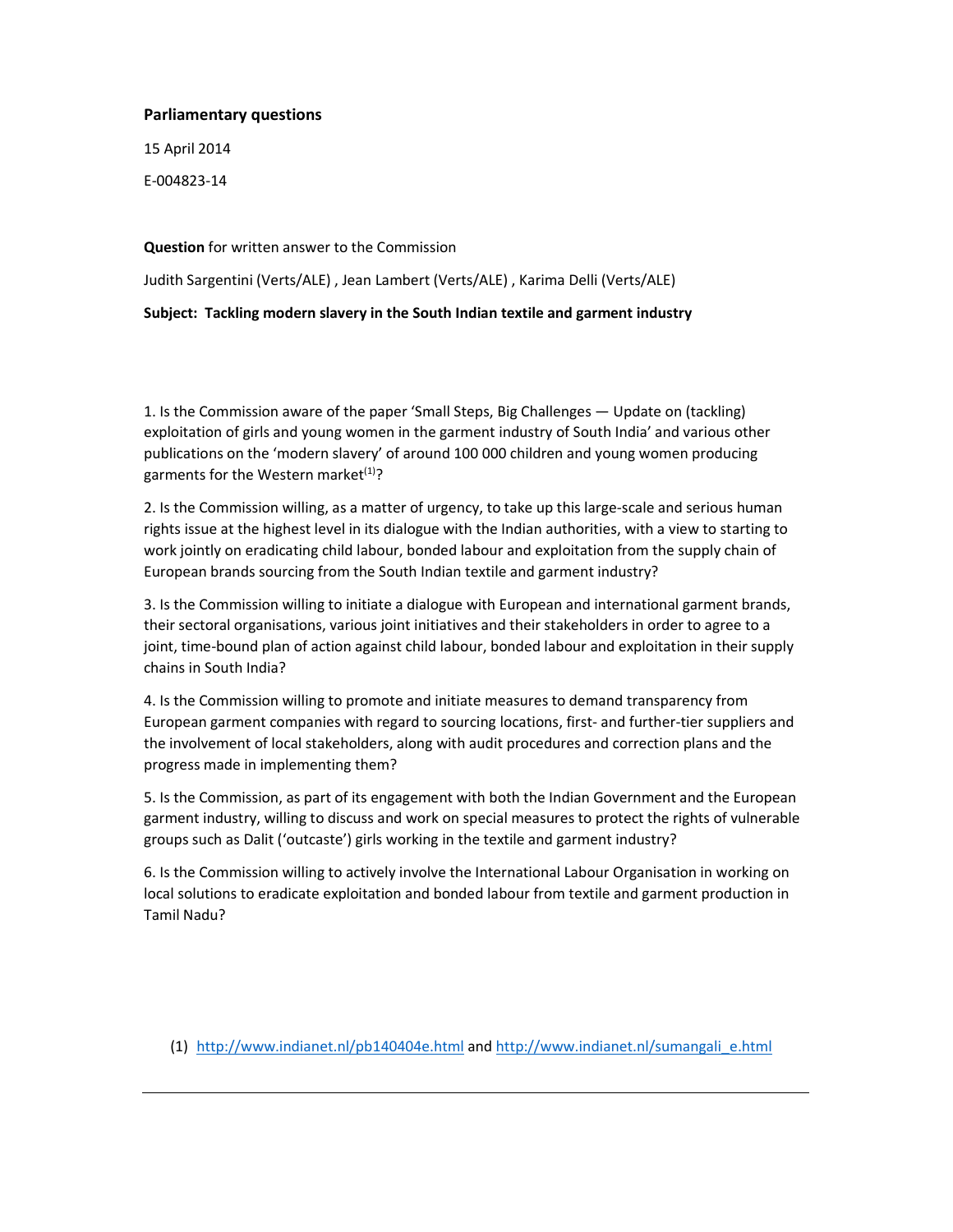**Parliamentary questions**

15 April 2014

E-004823-14

**Question** for written answer to the Commission

Judith Sargentini (Verts/ALE) , Jean Lambert (Verts/ALE) , Karima Delli (Verts/ALE)

**Subject: Tackling modern slavery in the South Indian textile and garment industry**

1. Is the Commission aware of the paper 'Small Steps, Big Challenges — Update on (tackling) exploitation of girls and young women in the garment industry of South India' and various other publications on the 'modern slavery' of around 100 000 children and young women producing garments for the Western market[(1)]?

2. Is the Commission willing, as a matter of urgency, to take up this large-scale and serious human rights issue at the highest level in its dialogue with the Indian authorities, with a view to starting to work jointly on eradicating child labour, bonded labour and exploitation from the supply chain of European brands sourcing from the South Indian textile and garment industry?

3. Is the Commission willing to initiate a dialogue with European and international garment brands, their sectoral organisations, various joint initiatives and their stakeholders in order to agree to a joint, time-bound plan of action against child labour, bonded labour and exploitation in their supply chains in South India?

4. Is the Commission willing to promote and initiate measures to demand transparency from European garment companies with regard to sourcing locations, first- and further-tier suppliers and the involvement of local stakeholders, along with audit procedures and correction plans and the progress made in implementing them?

5. Is the Commission, as part of its engagement with both the Indian Government and the European garment industry, willing to discuss and work on special measures to protect the rights of vulnerable groups such as Dalit ('outcaste') girls working in the textile and garment industry?

6. Is the Commission willing to actively involve the International Labour Organisation in working on local solutions to eradicate exploitation and bonded labour from textile and garment production in Tamil Nadu?

(1) http://www.indianet.nl/pb140404e.html and http://www.indianet.nl/sumangali_e.html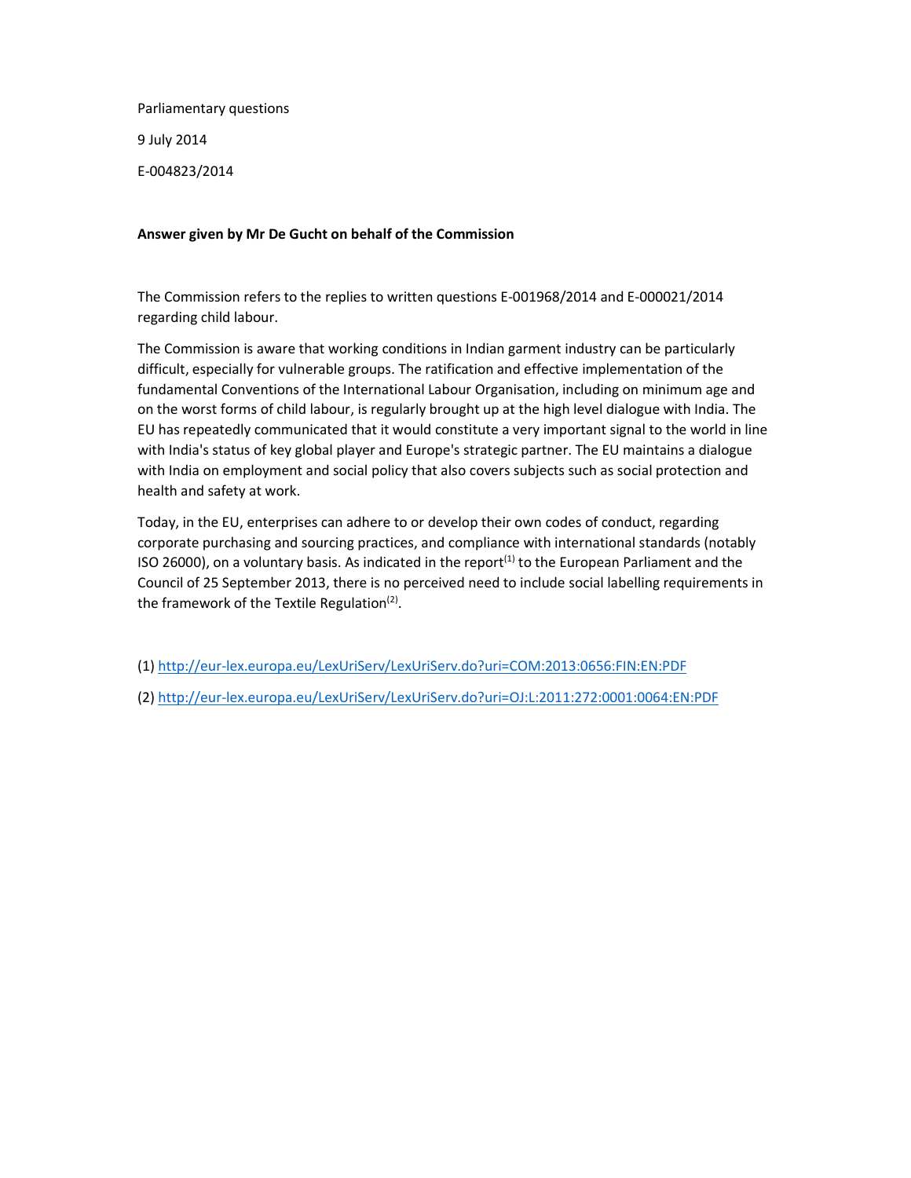Parliamentary questions

9 July 2014

E-004823/2014

**Answer given by Mr De Gucht on behalf of the Commission**

The Commission refers to the replies to written questions E-001968/2014 and E-000021/2014 regarding child labour.

The Commission is aware that working conditions in Indian garment industry can be particularly difficult, especially for vulnerable groups. The ratification and effective implementation of the fundamental Conventions of the International Labour Organisation, including on minimum age and on the worst forms of child labour, is regularly brought up at the high level dialogue with India. The EU has repeatedly communicated that it would constitute a very important signal to the world in line with India's status of key global player and Europe's strategic partner. The EU maintains a dialogue with India on employment and social policy that also covers subjects such as social protection and health and safety at work.

Today, in the EU, enterprises can adhere to or develop their own codes of conduct, regarding corporate purchasing and sourcing practices, and compliance with international standards (notably ISO 26000), on a voluntary basis. As indicated in the report[(1)] to the European Parliament and the Council of 25 September 2013, there is no perceived need to include social labelling requirements in the framework of the Textile Regulation[(2)].

(1) http://eur-lex.europa.eu/LexUriServ/LexUriServ.do?uri=COM:2013:0656:FIN:EN:PDF

(2) http://eur-lex.europa.eu/LexUriServ/LexUriServ.do?uri=OJ:L:2011:272:0001:0064:EN:PDF